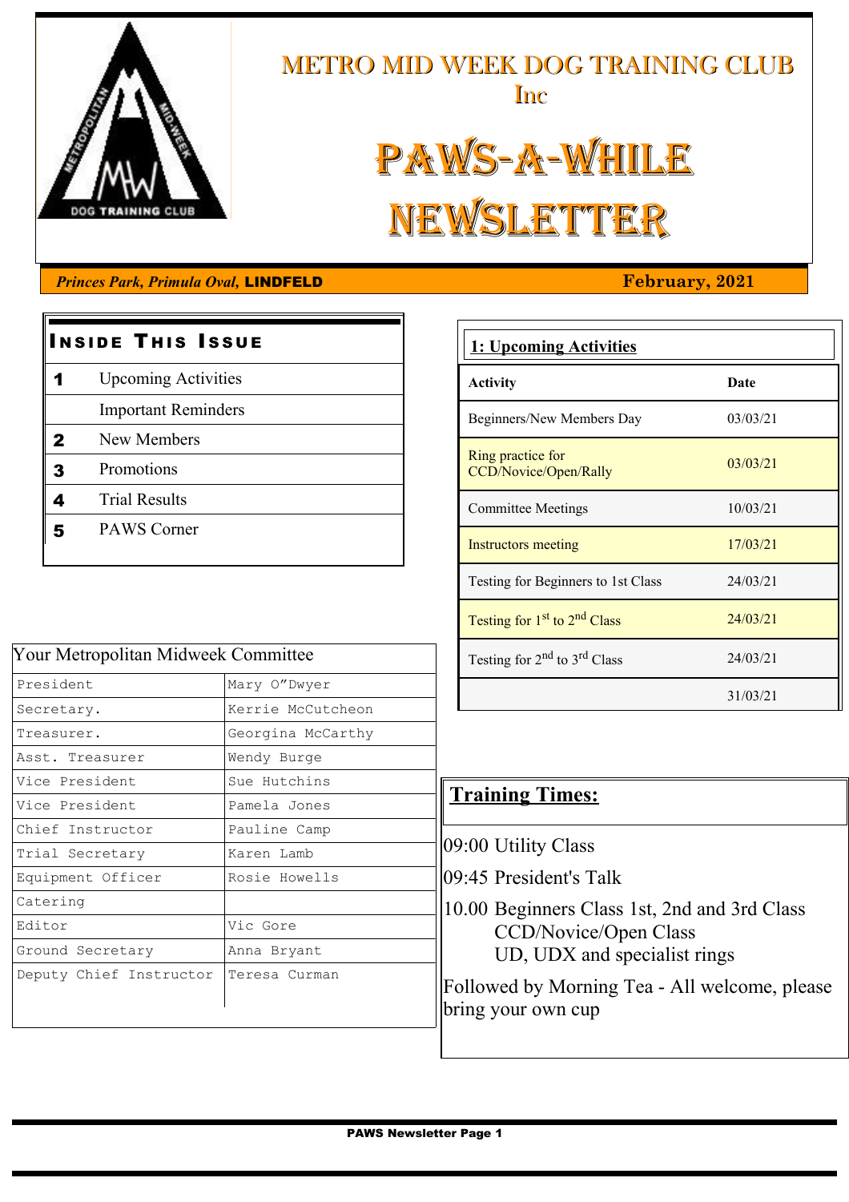# METRO MID WEEK DOG TRAINING CLUB Inc

# PAWS-A-WHILE NEWSLETTER

***Princes Park, Primula Oval,*** **LINDFELD** **February, 2021**

## Inside This Issue

| | |
|---|---|
| **1** | Upcoming Activities |
| | Important Reminders |
| **2** | New Members |
| **3** | Promotions |
| **4** | Trial Results |
| **5** | PAWS Corner |

## Your Metropolitan Midweek Committee

| | |
|---|---|
| President | Mary O"Dwyer |
| Secretary. | Kerrie McCutcheon |
| Treasurer. | Georgina McCarthy |
| Asst. Treasurer | Wendy Burge |
| Vice President | Sue Hutchins |
| Vice President | Pamela Jones |
| Chief Instructor | Pauline Camp |
| Trial Secretary | Karen Lamb |
| Equipment Officer | Rosie Howells |
| Catering | |
| Editor | Vic Gore |
| Ground Secretary | Anna Bryant |
| Deputy Chief Instructor | Teresa Curman |

## 1: Upcoming Activities

| Activity | Date |
|---|---|
| Beginners/New Members Day | 03/03/21 |
| Ring practice for CCD/Novice/Open/Rally | 03/03/21 |
| Committee Meetings | 10/03/21 |
| Instructors meeting | 17/03/21 |
| Testing for Beginners to 1st Class | 24/03/21 |
| Testing for 1st to 2nd Class | 24/03/21 |
| Testing for 2nd to 3rd Class | 24/03/21 |
| | 31/03/21 |

## Training Times:

09:00 Utility Class

09:45 President's Talk

10.00 Beginners Class 1st, 2nd and 3rd Class
CCD/Novice/Open Class
UD, UDX and specialist rings

Followed by Morning Tea - All welcome, please bring your own cup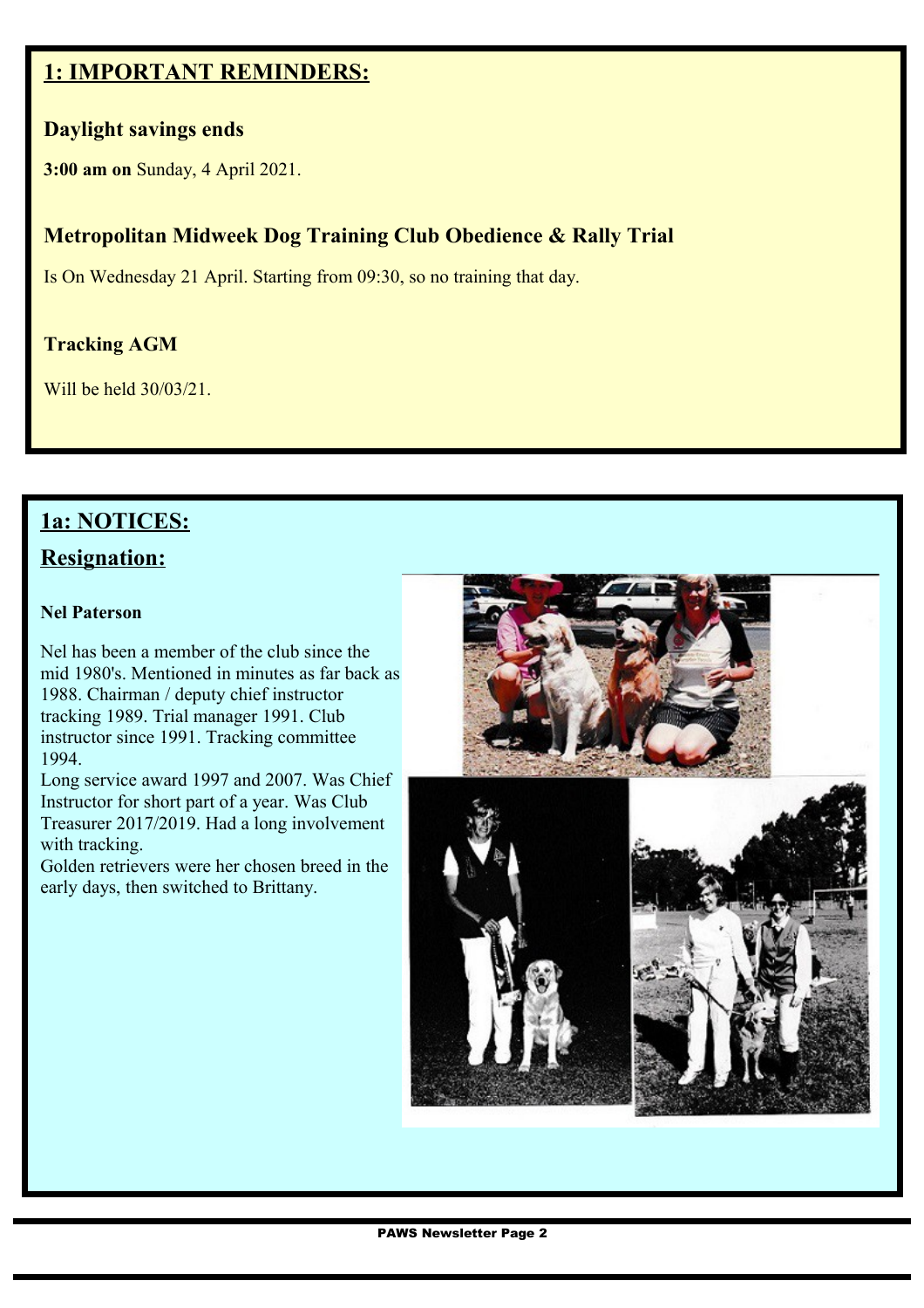## 1: IMPORTANT REMINDERS:

### Daylight savings ends

**3:00 am on** Sunday, 4 April 2021.

### Metropolitan Midweek Dog Training Club Obedience & Rally Trial

Is On Wednesday 21 April. Starting from 09:30, so no training that day.

### Tracking AGM

Will be held 30/03/21.

## 1a: NOTICES:

## Resignation:

**Nel Paterson**

Nel has been a member of the club since the mid 1980's. Mentioned in minutes as far back as 1988. Chairman / deputy chief instructor tracking 1989. Trial manager 1991. Club instructor since 1991. Tracking committee 1994.

Long service award 1997 and 2007. Was Chief Instructor for short part of a year. Was Club Treasurer 2017/2019. Had a long involvement with tracking.

Golden retrievers were her chosen breed in the early days, then switched to Brittany.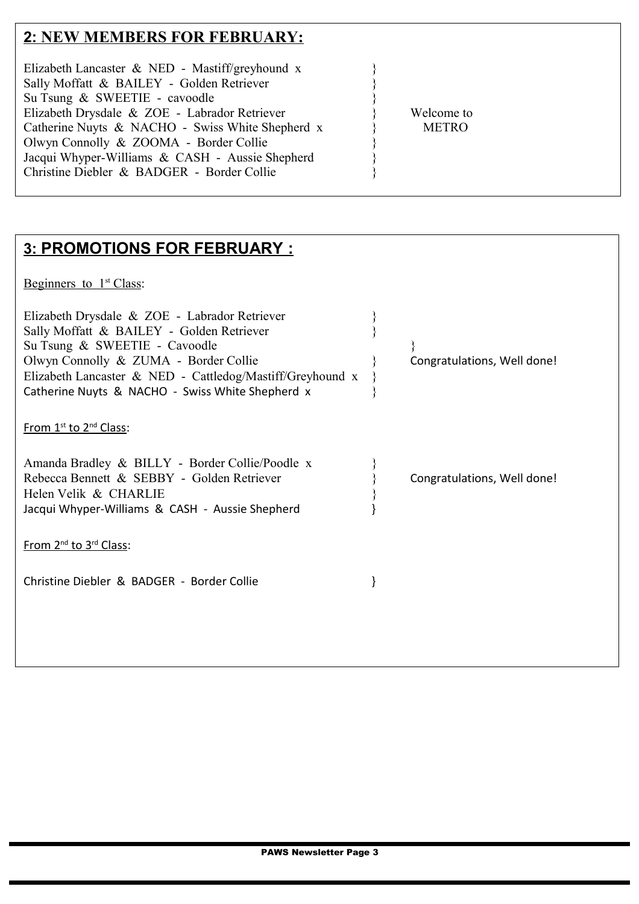## 2: NEW MEMBERS FOR FEBRUARY:

Elizabeth Lancaster & NED - Mastiff/greyhound x }
Sally Moffatt & BAILEY - Golden Retriever }
Su Tsung & SWEETIE - cavoodle }
Elizabeth Drysdale & ZOE - Labrador Retriever } Welcome to
Catherine Nuyts & NACHO - Swiss White Shepherd x } METRO
Olwyn Connolly & ZOOMA - Border Collie }
Jacqui Whyper-Williams & CASH - Aussie Shepherd }
Christine Diebler & BADGER - Border Collie }

## 3: PROMOTIONS FOR FEBRUARY :

Beginners to 1st Class:

Elizabeth Drysdale & ZOE - Labrador Retriever }
Sally Moffatt & BAILEY - Golden Retriever }
Su Tsung & SWEETIE - Cavoodle }
Olwyn Connolly & ZUMA - Border Collie } Congratulations, Well done!
Elizabeth Lancaster & NED - Cattledog/Mastiff/Greyhound x }
Catherine Nuyts & NACHO - Swiss White Shepherd x }

From 1st to 2nd Class:

Amanda Bradley & BILLY - Border Collie/Poodle x }
Rebecca Bennett & SEBBY - Golden Retriever } Congratulations, Well done!
Helen Velik & CHARLIE }
Jacqui Whyper-Williams & CASH - Aussie Shepherd }

From 2nd to 3rd Class:

Christine Diebler & BADGER - Border Collie }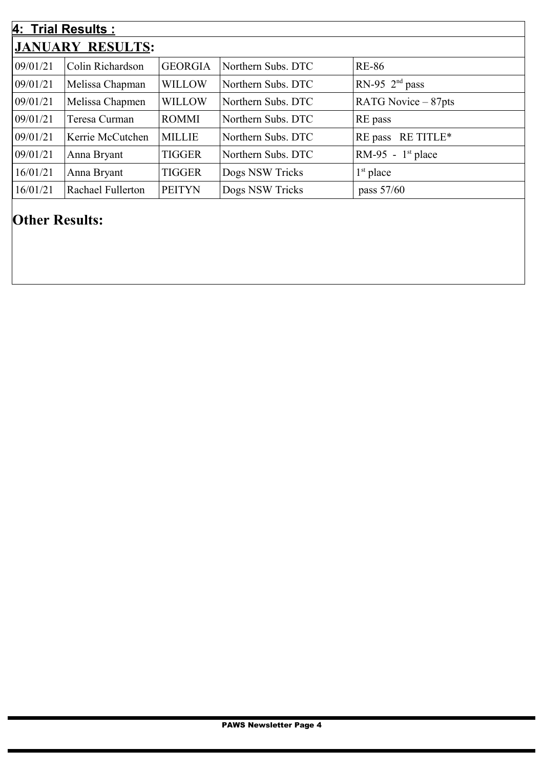## 4: Trial Results :

### JANUARY RESULTS:

| | | | | |
|---|---|---|---|---|
| 09/01/21 | Colin Richardson | GEORGIA | Northern Subs. DTC | RE-86 |
| 09/01/21 | Melissa Chapman | WILLOW | Northern Subs. DTC | RN-95 2nd pass |
| 09/01/21 | Melissa Chapmen | WILLOW | Northern Subs. DTC | RATG Novice – 87pts |
| 09/01/21 | Teresa Curman | ROMMI | Northern Subs. DTC | RE pass |
| 09/01/21 | Kerrie McCutchen | MILLIE | Northern Subs. DTC | RE pass RE TITLE* |
| 09/01/21 | Anna Bryant | TIGGER | Northern Subs. DTC | RM-95 - 1st place |
| 16/01/21 | Anna Bryant | TIGGER | Dogs NSW Tricks | 1st place |
| 16/01/21 | Rachael Fullerton | PEITYN | Dogs NSW Tricks | pass 57/60 |

### Other Results: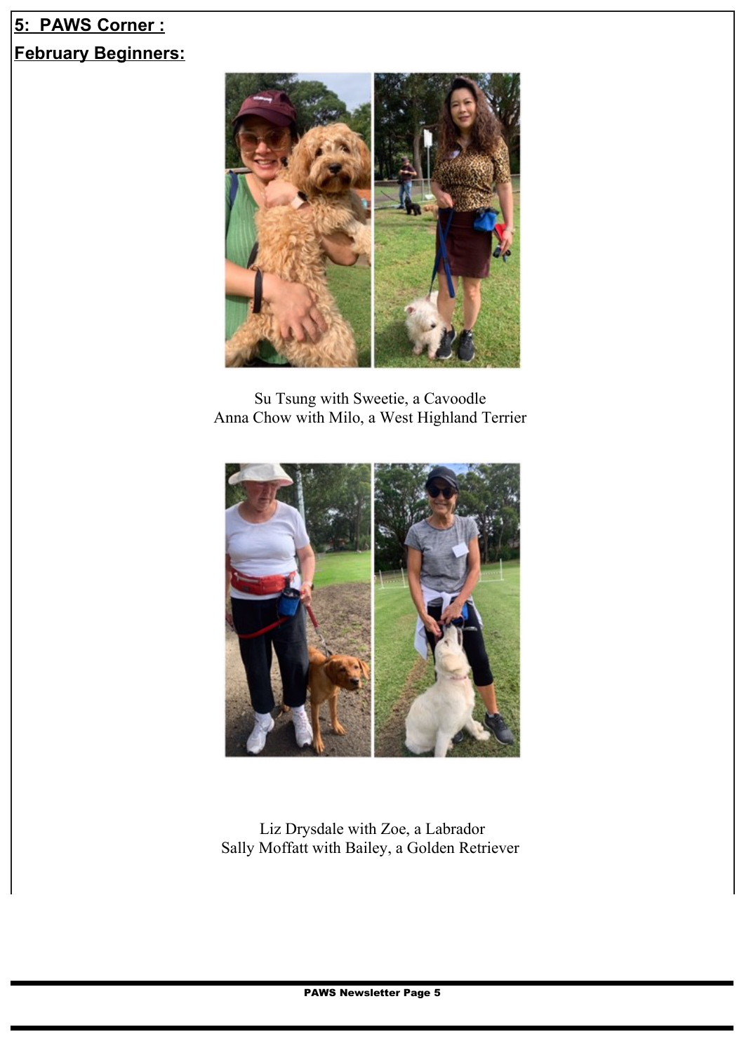## 5: PAWS Corner :

### February Beginners:

Su Tsung with Sweetie, a Cavoodle
Anna Chow with Milo, a West Highland Terrier

Liz Drysdale with Zoe, a Labrador
Sally Moffatt with Bailey, a Golden Retriever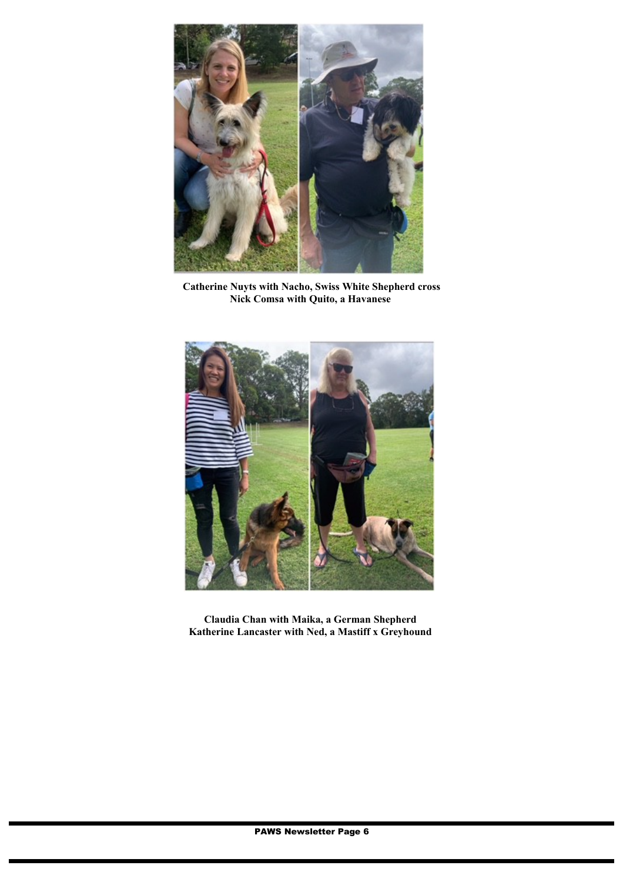**Catherine Nuyts with Nacho, Swiss White Shepherd cross**
**Nick Comsa with Quito, a Havanese**

**Claudia Chan with Maika, a German Shepherd**
**Katherine Lancaster with Ned, a Mastiff x Greyhound**